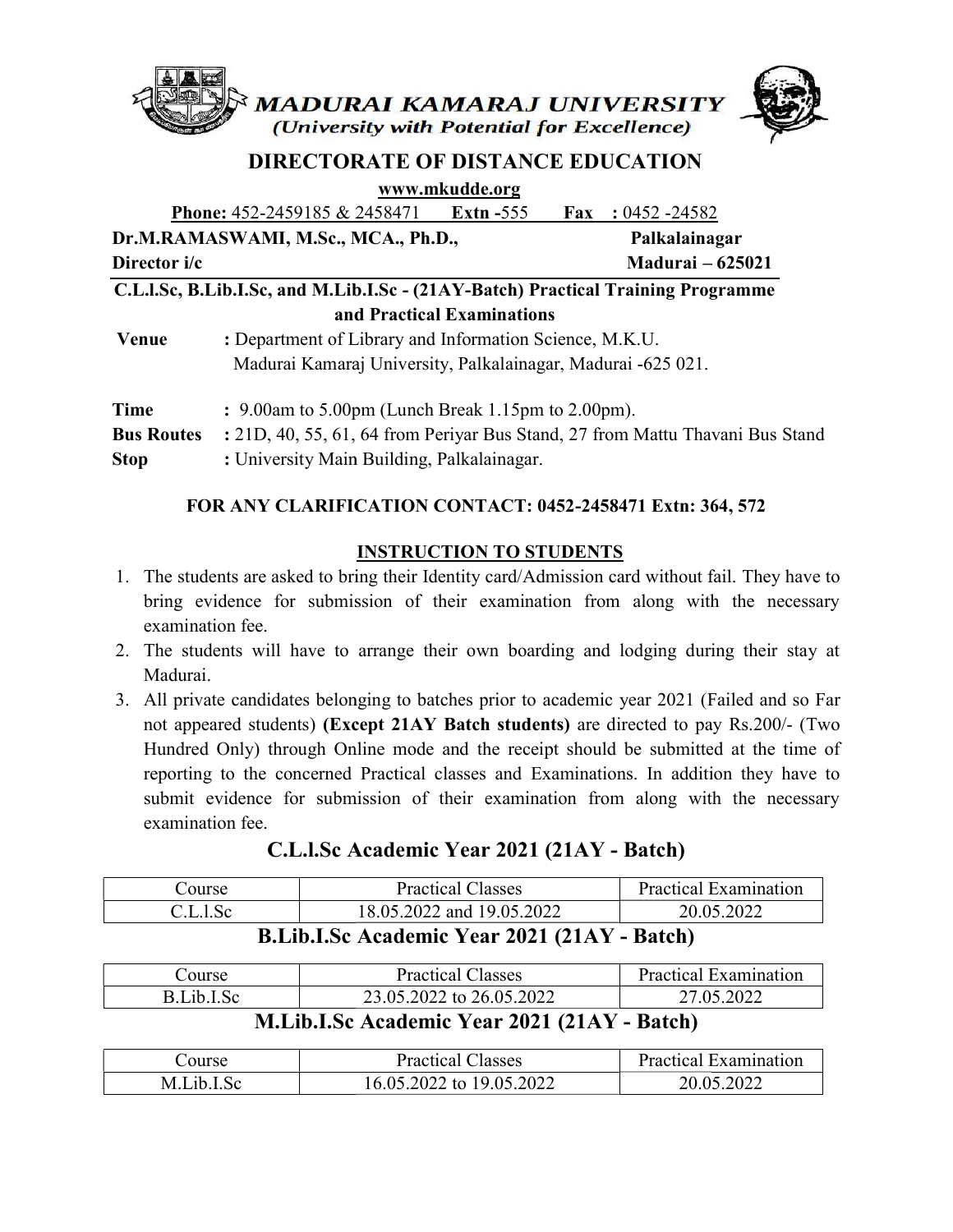# MADURAI KAMARAJ UNIVERSITY

*(University with Potential for Excellence)*

## DIRECTORATE OF DISTANCE EDUCATION

www.mkudde.org

**Phone:** 452-2459185 & 2458471 **Extn -**555 **Fax :** 0452 -24582

**Dr.M.RAMASWAMI, M.Sc., MCA., Ph.D.,** **Palkalainagar**

**Director i/c** **Madurai – 625021**

**C.L.l.Sc, B.Lib.I.Sc, and M.Lib.I.Sc - (21AY-Batch) Practical Training Programme and Practical Examinations**

**Venue** : Department of Library and Information Science, M.K.U.
Madurai Kamaraj University, Palkalainagar, Madurai -625 021.

**Time** : 9.00am to 5.00pm (Lunch Break 1.15pm to 2.00pm).

**Bus Routes** : 21D, 40, 55, 61, 64 from Periyar Bus Stand, 27 from Mattu Thavani Bus Stand

**Stop** : University Main Building, Palkalainagar.

**FOR ANY CLARIFICATION CONTACT: 0452-2458471 Extn: 364, 572**

**INSTRUCTION TO STUDENTS**

1. The students are asked to bring their Identity card/Admission card without fail. They have to bring evidence for submission of their examination from along with the necessary examination fee.
2. The students will have to arrange their own boarding and lodging during their stay at Madurai.
3. All private candidates belonging to batches prior to academic year 2021 (Failed and so Far not appeared students) **(Except 21AY Batch students)** are directed to pay Rs.200/- (Two Hundred Only) through Online mode and the receipt should be submitted at the time of reporting to the concerned Practical classes and Examinations. In addition they have to submit evidence for submission of their examination from along with the necessary examination fee.

## C.L.l.Sc Academic Year 2021 (21AY - Batch)

| Course | Practical Classes | Practical Examination |
|---|---|---|
| C.L.l.Sc | 18.05.2022 and 19.05.2022 | 20.05.2022 |

## B.Lib.I.Sc Academic Year 2021 (21AY - Batch)

| Course | Practical Classes | Practical Examination |
|---|---|---|
| B.Lib.I.Sc | 23.05.2022 to 26.05.2022 | 27.05.2022 |

## M.Lib.I.Sc Academic Year 2021 (21AY - Batch)

| Course | Practical Classes | Practical Examination |
|---|---|---|
| M.Lib.I.Sc | 16.05.2022 to 19.05.2022 | 20.05.2022 |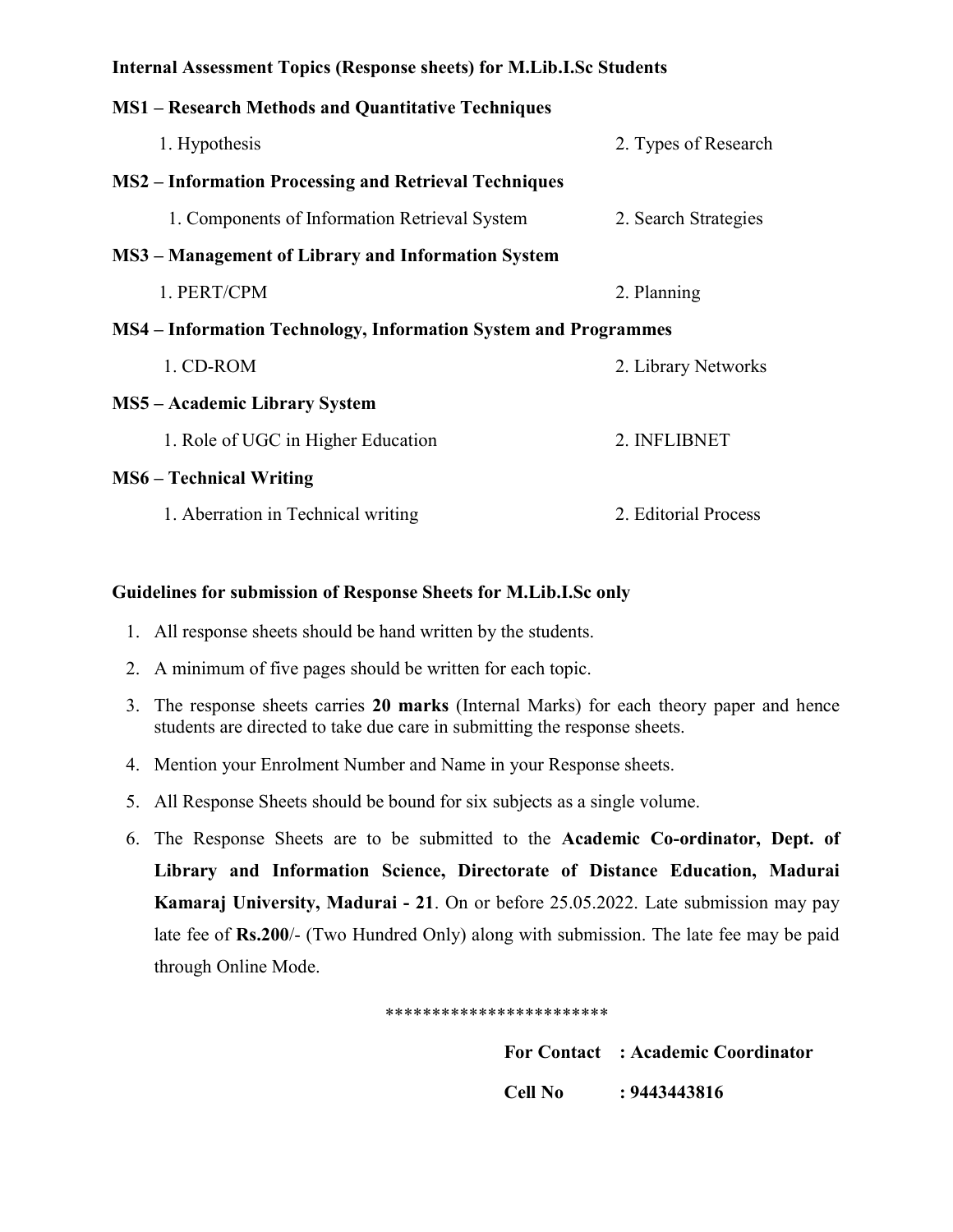**Internal Assessment Topics (Response sheets) for M.Lib.I.Sc Students**

**MS1 – Research Methods and Quantitative Techniques**

1. Hypothesis
2. Types of Research

**MS2 – Information Processing and Retrieval Techniques**

1. Components of Information Retrieval System
2. Search Strategies

**MS3 – Management of Library and Information System**

1. PERT/CPM
2. Planning

**MS4 – Information Technology, Information System and Programmes**

1. CD-ROM
2. Library Networks

**MS5 – Academic Library System**

1. Role of UGC in Higher Education
2. INFLIBNET

**MS6 – Technical Writing**

1. Aberration in Technical writing
2. Editorial Process

**Guidelines for submission of Response Sheets for M.Lib.I.Sc only**

1. All response sheets should be hand written by the students.
2. A minimum of five pages should be written for each topic.
3. The response sheets carries **20 marks** (Internal Marks) for each theory paper and hence students are directed to take due care in submitting the response sheets.
4. Mention your Enrolment Number and Name in your Response sheets.
5. All Response Sheets should be bound for six subjects as a single volume.
6. The Response Sheets are to be submitted to the **Academic Co-ordinator, Dept. of Library and Information Science, Directorate of Distance Education, Madurai Kamaraj University, Madurai - 21**. On or before 25.05.2022. Late submission may pay late fee of **Rs.200**/- (Two Hundred Only) along with submission. The late fee may be paid through Online Mode.

***********************

**For Contact : Academic Coordinator**

**Cell No : 9443443816**